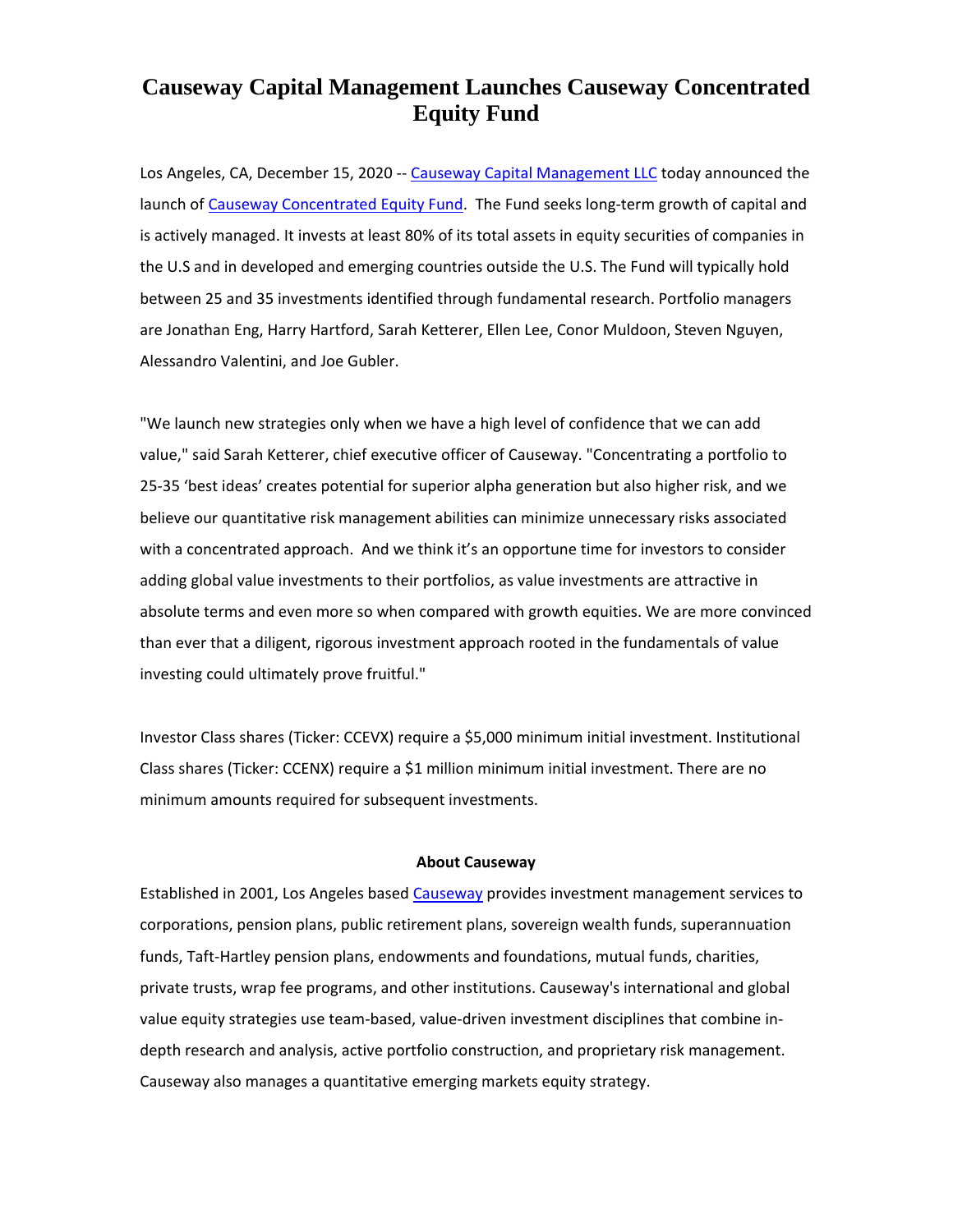# Causeway Capital Management Launches Causeway Concentrated Equity Fund

Los Angeles, CA, December 15, 2020 -- [Causeway Capital Management LLC] today announced the launch of [Causeway Concentrated Equity Fund]. The Fund seeks long-term growth of capital and is actively managed. It invests at least 80% of its total assets in equity securities of companies in the U.S and in developed and emerging countries outside the U.S. The Fund will typically hold between 25 and 35 investments identified through fundamental research. Portfolio managers are Jonathan Eng, Harry Hartford, Sarah Ketterer, Ellen Lee, Conor Muldoon, Steven Nguyen, Alessandro Valentini, and Joe Gubler.

"We launch new strategies only when we have a high level of confidence that we can add value," said Sarah Ketterer, chief executive officer of Causeway. "Concentrating a portfolio to 25-35 'best ideas' creates potential for superior alpha generation but also higher risk, and we believe our quantitative risk management abilities can minimize unnecessary risks associated with a concentrated approach. And we think it's an opportune time for investors to consider adding global value investments to their portfolios, as value investments are attractive in absolute terms and even more so when compared with growth equities. We are more convinced than ever that a diligent, rigorous investment approach rooted in the fundamentals of value investing could ultimately prove fruitful."

Investor Class shares (Ticker: CCEVX) require a $5,000 minimum initial investment. Institutional Class shares (Ticker: CCENX) require a $1 million minimum initial investment. There are no minimum amounts required for subsequent investments.

**About Causeway**

Established in 2001, Los Angeles based [Causeway] provides investment management services to corporations, pension plans, public retirement plans, sovereign wealth funds, superannuation funds, Taft-Hartley pension plans, endowments and foundations, mutual funds, charities, private trusts, wrap fee programs, and other institutions. Causeway's international and global value equity strategies use team-based, value-driven investment disciplines that combine in-depth research and analysis, active portfolio construction, and proprietary risk management. Causeway also manages a quantitative emerging markets equity strategy.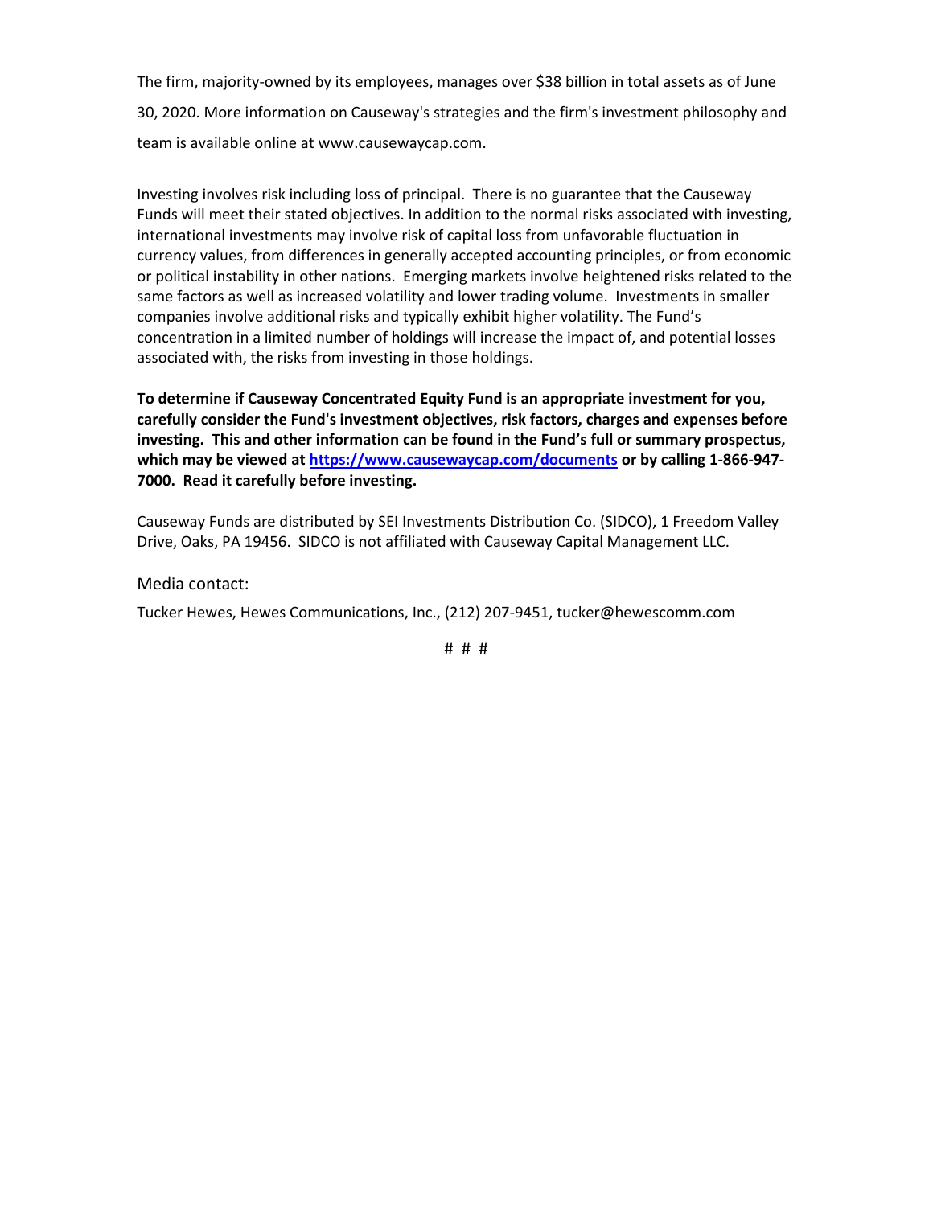The firm, majority-owned by its employees, manages over $38 billion in total assets as of June 30, 2020. More information on Causeway's strategies and the firm's investment philosophy and team is available online at www.causewaycap.com.

Investing involves risk including loss of principal. There is no guarantee that the Causeway Funds will meet their stated objectives. In addition to the normal risks associated with investing, international investments may involve risk of capital loss from unfavorable fluctuation in currency values, from differences in generally accepted accounting principles, or from economic or political instability in other nations. Emerging markets involve heightened risks related to the same factors as well as increased volatility and lower trading volume. Investments in smaller companies involve additional risks and typically exhibit higher volatility. The Fund's concentration in a limited number of holdings will increase the impact of, and potential losses associated with, the risks from investing in those holdings.

**To determine if Causeway Concentrated Equity Fund is an appropriate investment for you, carefully consider the Fund's investment objectives, risk factors, charges and expenses before investing. This and other information can be found in the Fund's full or summary prospectus, which may be viewed at [https://www.causewaycap.com/documents](https://www.causewaycap.com/documents) or by calling 1-866-947-7000. Read it carefully before investing.**

Causeway Funds are distributed by SEI Investments Distribution Co. (SIDCO), 1 Freedom Valley Drive, Oaks, PA 19456. SIDCO is not affiliated with Causeway Capital Management LLC.

Media contact:

Tucker Hewes, Hewes Communications, Inc., (212) 207-9451, tucker@hewescomm.com

# # #